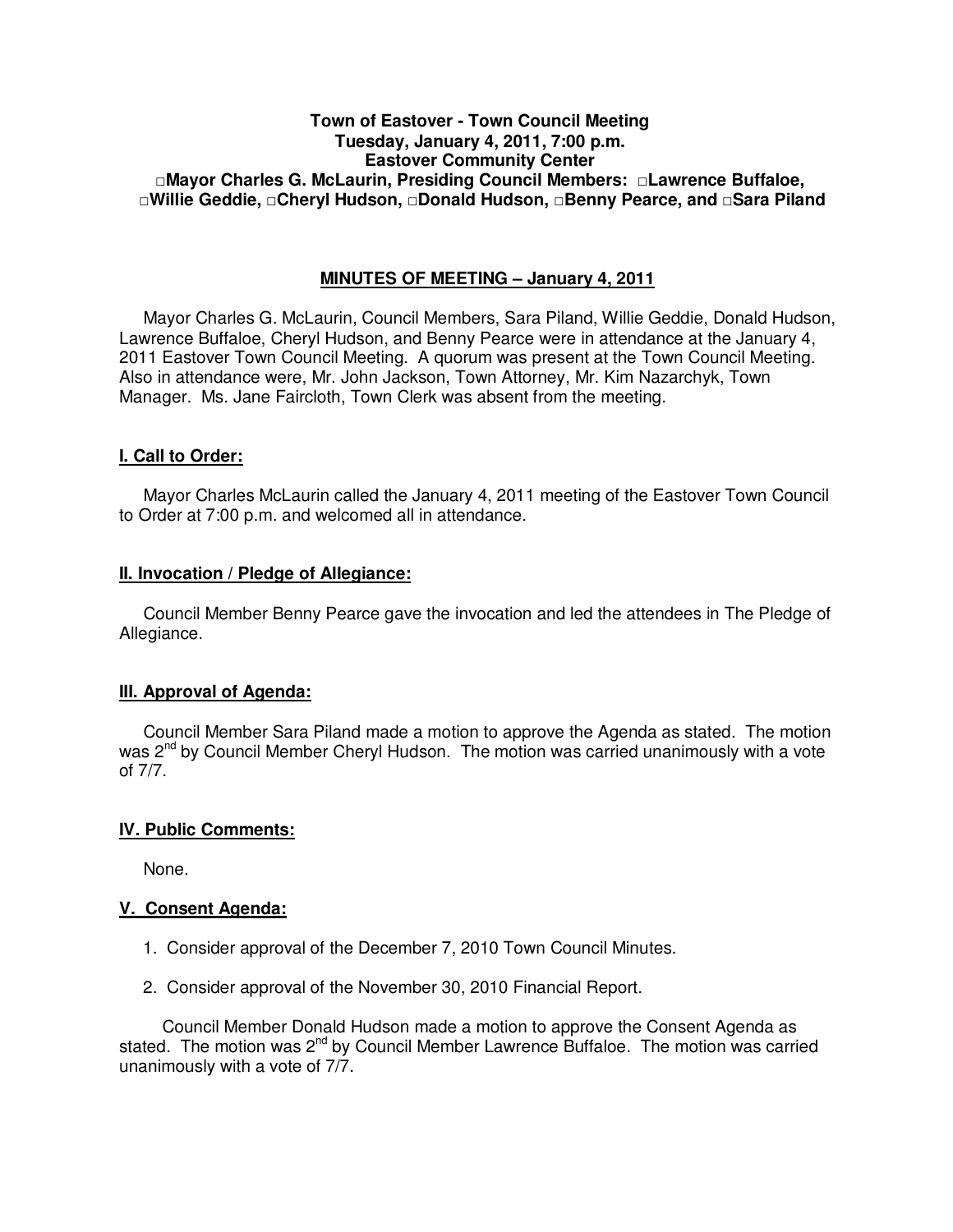**Town of Eastover - Town Council Meeting**
**Tuesday, January 4, 2011, 7:00 p.m.**
**Eastover Community Center**
**□Mayor Charles G. McLaurin, Presiding Council Members: □Lawrence Buffaloe, □Willie Geddie, □Cheryl Hudson, □Donald Hudson, □Benny Pearce, and □Sara Piland**

## MINUTES OF MEETING – January 4, 2011

Mayor Charles G. McLaurin, Council Members, Sara Piland, Willie Geddie, Donald Hudson, Lawrence Buffaloe, Cheryl Hudson, and Benny Pearce were in attendance at the January 4, 2011 Eastover Town Council Meeting. A quorum was present at the Town Council Meeting. Also in attendance were, Mr. John Jackson, Town Attorney, Mr. Kim Nazarchyk, Town Manager. Ms. Jane Faircloth, Town Clerk was absent from the meeting.

### I. Call to Order:

Mayor Charles McLaurin called the January 4, 2011 meeting of the Eastover Town Council to Order at 7:00 p.m. and welcomed all in attendance.

### II. Invocation / Pledge of Allegiance:

Council Member Benny Pearce gave the invocation and led the attendees in The Pledge of Allegiance.

### III. Approval of Agenda:

Council Member Sara Piland made a motion to approve the Agenda as stated. The motion was 2nd by Council Member Cheryl Hudson. The motion was carried unanimously with a vote of 7/7.

### IV. Public Comments:

None.

### V. Consent Agenda:

1. Consider approval of the December 7, 2010 Town Council Minutes.

2. Consider approval of the November 30, 2010 Financial Report.

Council Member Donald Hudson made a motion to approve the Consent Agenda as stated. The motion was 2nd by Council Member Lawrence Buffaloe. The motion was carried unanimously with a vote of 7/7.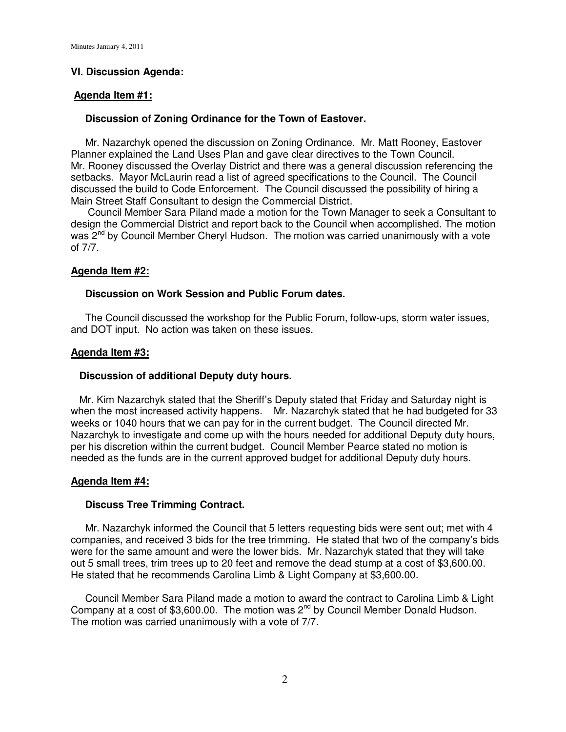## VI. Discussion Agenda:

### Agenda Item #1:

**Discussion of Zoning Ordinance for the Town of Eastover.**

Mr. Nazarchyk opened the discussion on Zoning Ordinance. Mr. Matt Rooney, Eastover Planner explained the Land Uses Plan and gave clear directives to the Town Council. Mr. Rooney discussed the Overlay District and there was a general discussion referencing the setbacks. Mayor McLaurin read a list of agreed specifications to the Council. The Council discussed the build to Code Enforcement. The Council discussed the possibility of hiring a Main Street Staff Consultant to design the Commercial District.

Council Member Sara Piland made a motion for the Town Manager to seek a Consultant to design the Commercial District and report back to the Council when accomplished. The motion was 2nd by Council Member Cheryl Hudson. The motion was carried unanimously with a vote of 7/7.

### Agenda Item #2:

**Discussion on Work Session and Public Forum dates.**

The Council discussed the workshop for the Public Forum, follow-ups, storm water issues, and DOT input. No action was taken on these issues.

### Agenda Item #3:

**Discussion of additional Deputy duty hours.**

Mr. Kim Nazarchyk stated that the Sheriff's Deputy stated that Friday and Saturday night is when the most increased activity happens. Mr. Nazarchyk stated that he had budgeted for 33 weeks or 1040 hours that we can pay for in the current budget. The Council directed Mr. Nazarchyk to investigate and come up with the hours needed for additional Deputy duty hours, per his discretion within the current budget. Council Member Pearce stated no motion is needed as the funds are in the current approved budget for additional Deputy duty hours.

### Agenda Item #4:

**Discuss Tree Trimming Contract.**

Mr. Nazarchyk informed the Council that 5 letters requesting bids were sent out; met with 4 companies, and received 3 bids for the tree trimming. He stated that two of the company's bids were for the same amount and were the lower bids. Mr. Nazarchyk stated that they will take out 5 small trees, trim trees up to 20 feet and remove the dead stump at a cost of $3,600.00. He stated that he recommends Carolina Limb & Light Company at $3,600.00.

Council Member Sara Piland made a motion to award the contract to Carolina Limb & Light Company at a cost of $3,600.00. The motion was 2nd by Council Member Donald Hudson. The motion was carried unanimously with a vote of 7/7.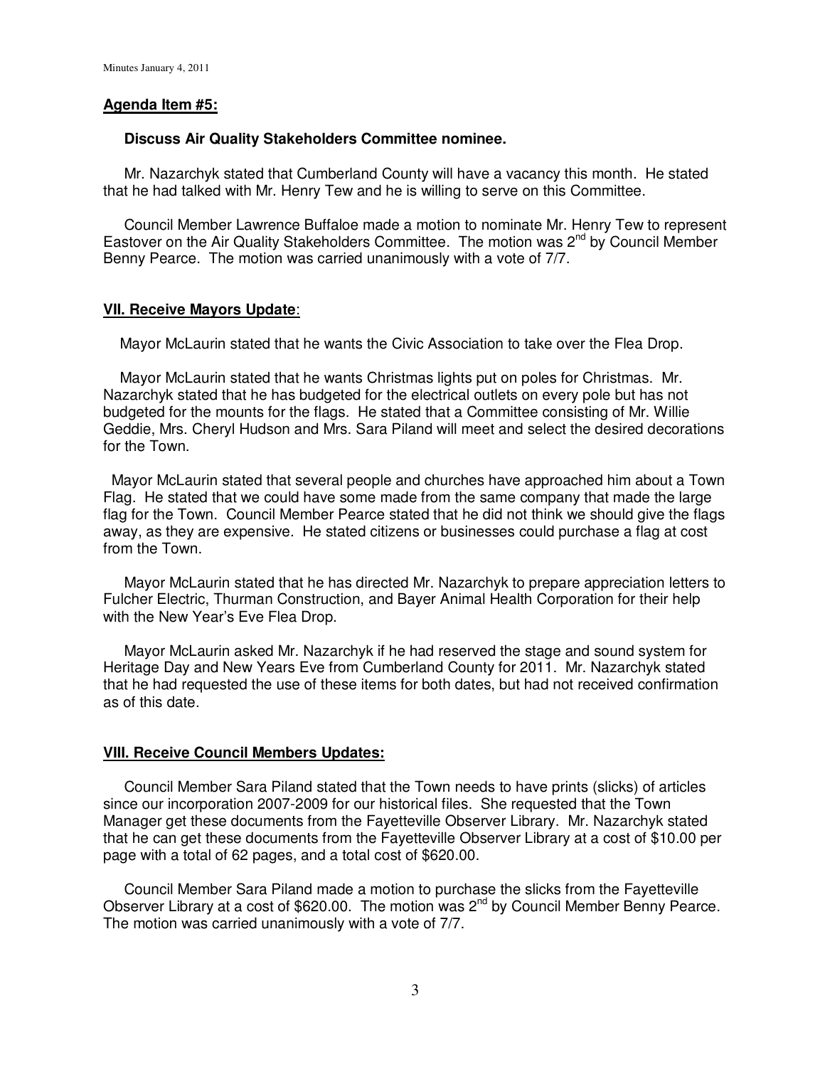**Agenda Item #5:**

**Discuss Air Quality Stakeholders Committee nominee.**

Mr. Nazarchyk stated that Cumberland County will have a vacancy this month. He stated that he had talked with Mr. Henry Tew and he is willing to serve on this Committee.

Council Member Lawrence Buffaloe made a motion to nominate Mr. Henry Tew to represent Eastover on the Air Quality Stakeholders Committee. The motion was 2nd by Council Member Benny Pearce. The motion was carried unanimously with a vote of 7/7.

**VII. Receive Mayors Update**:

Mayor McLaurin stated that he wants the Civic Association to take over the Flea Drop.

Mayor McLaurin stated that he wants Christmas lights put on poles for Christmas. Mr. Nazarchyk stated that he has budgeted for the electrical outlets on every pole but has not budgeted for the mounts for the flags. He stated that a Committee consisting of Mr. Willie Geddie, Mrs. Cheryl Hudson and Mrs. Sara Piland will meet and select the desired decorations for the Town.

Mayor McLaurin stated that several people and churches have approached him about a Town Flag. He stated that we could have some made from the same company that made the large flag for the Town. Council Member Pearce stated that he did not think we should give the flags away, as they are expensive. He stated citizens or businesses could purchase a flag at cost from the Town.

Mayor McLaurin stated that he has directed Mr. Nazarchyk to prepare appreciation letters to Fulcher Electric, Thurman Construction, and Bayer Animal Health Corporation for their help with the New Year's Eve Flea Drop.

Mayor McLaurin asked Mr. Nazarchyk if he had reserved the stage and sound system for Heritage Day and New Years Eve from Cumberland County for 2011. Mr. Nazarchyk stated that he had requested the use of these items for both dates, but had not received confirmation as of this date.

**VIII. Receive Council Members Updates:**

Council Member Sara Piland stated that the Town needs to have prints (slicks) of articles since our incorporation 2007-2009 for our historical files. She requested that the Town Manager get these documents from the Fayetteville Observer Library. Mr. Nazarchyk stated that he can get these documents from the Fayetteville Observer Library at a cost of $10.00 per page with a total of 62 pages, and a total cost of $620.00.

Council Member Sara Piland made a motion to purchase the slicks from the Fayetteville Observer Library at a cost of $620.00. The motion was 2nd by Council Member Benny Pearce. The motion was carried unanimously with a vote of 7/7.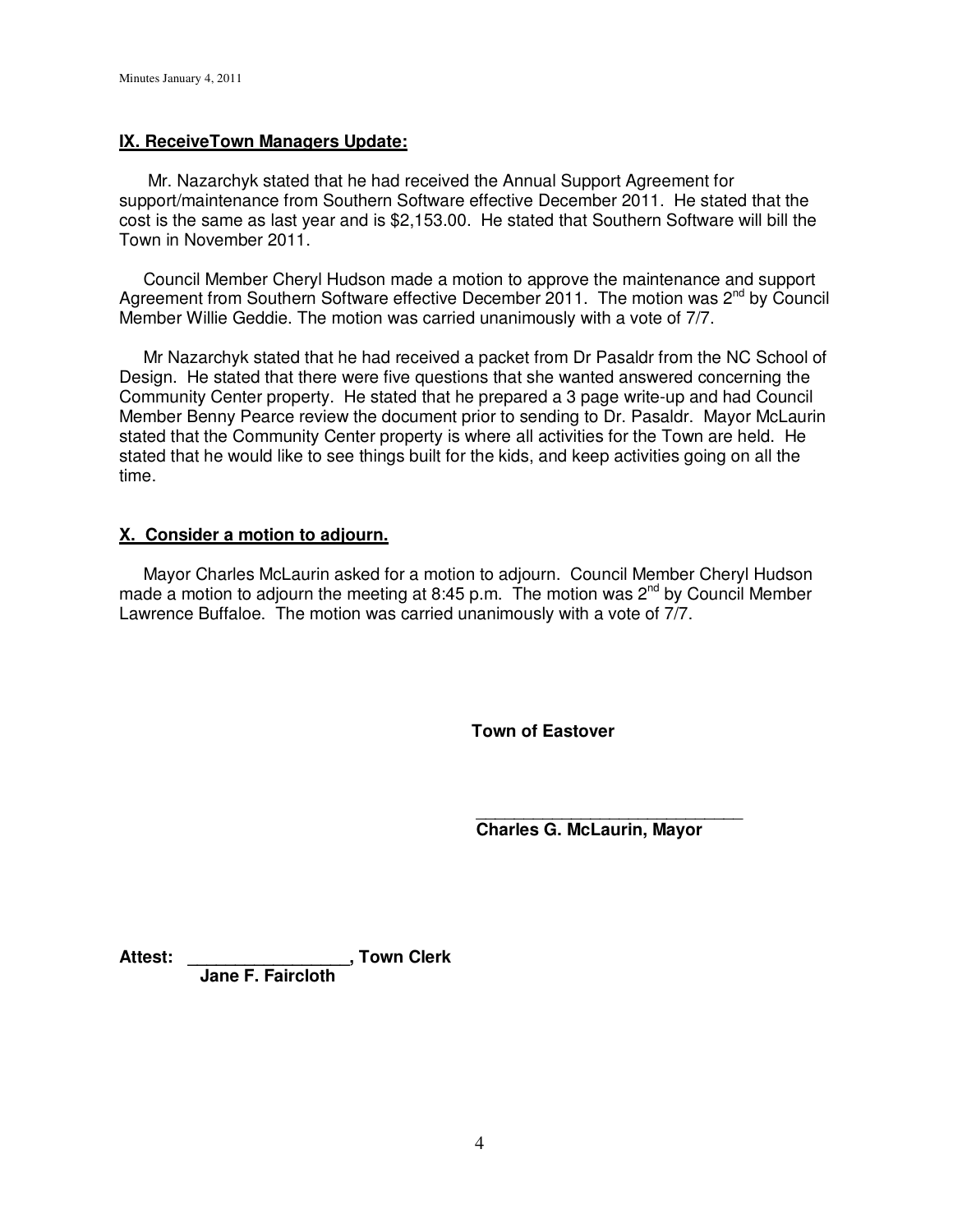**IX. ReceiveTown Managers Update:**

Mr. Nazarchyk stated that he had received the Annual Support Agreement for support/maintenance from Southern Software effective December 2011. He stated that the cost is the same as last year and is $2,153.00. He stated that Southern Software will bill the Town in November 2011.

Council Member Cheryl Hudson made a motion to approve the maintenance and support Agreement from Southern Software effective December 2011. The motion was 2nd by Council Member Willie Geddie. The motion was carried unanimously with a vote of 7/7.

Mr Nazarchyk stated that he had received a packet from Dr Pasaldr from the NC School of Design. He stated that there were five questions that she wanted answered concerning the Community Center property. He stated that he prepared a 3 page write-up and had Council Member Benny Pearce review the document prior to sending to Dr. Pasaldr. Mayor McLaurin stated that the Community Center property is where all activities for the Town are held. He stated that he would like to see things built for the kids, and keep activities going on all the time.

**X. Consider a motion to adjourn.**

Mayor Charles McLaurin asked for a motion to adjourn. Council Member Cheryl Hudson made a motion to adjourn the meeting at 8:45 p.m. The motion was 2nd by Council Member Lawrence Buffaloe. The motion was carried unanimously with a vote of 7/7.

**Town of Eastover**

_____________________________
**Charles G. McLaurin, Mayor**

**Attest: _________________, Town Clerk**
**Jane F. Faircloth**